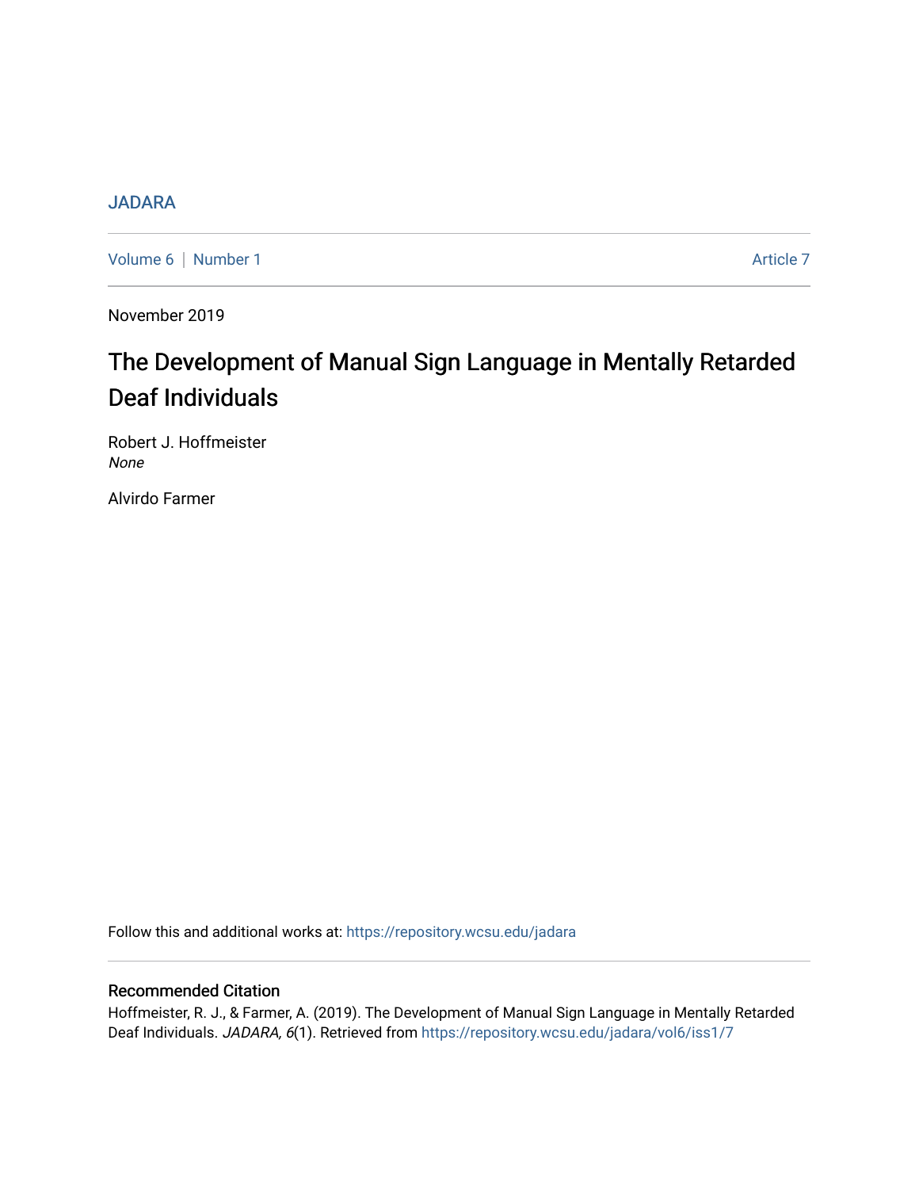JADARA

Volume 6 | Number 1 Article 7

November 2019

# The Development of Manual Sign Language in Mentally Retarded Deaf Individuals

Robert J. Hoffmeister
*None*

Alvirdo Farmer

Follow this and additional works at: https://repository.wcsu.edu/jadara

## Recommended Citation

Hoffmeister, R. J., & Farmer, A. (2019). The Development of Manual Sign Language in Mentally Retarded Deaf Individuals. *JADARA, 6*(1). Retrieved from https://repository.wcsu.edu/jadara/vol6/iss1/7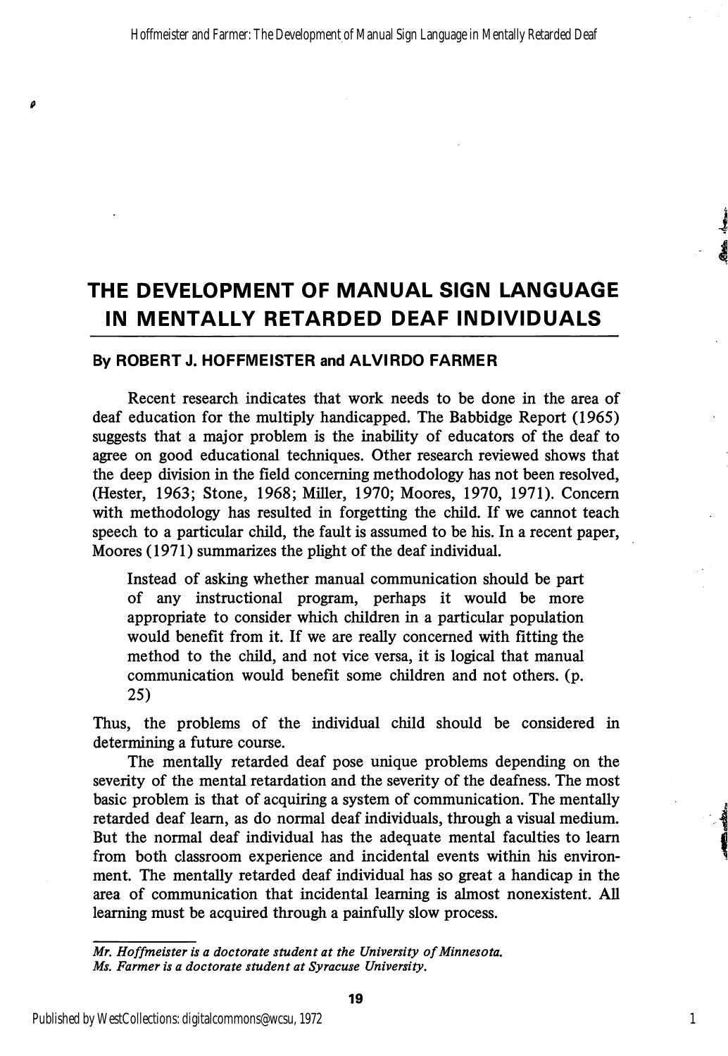# THE DEVELOPMENT OF MANUAL SIGN LANGUAGE IN MENTALLY RETARDED DEAF INDIVIDUALS

**By ROBERT J. HOFFMEISTER and ALVIRDO FARMER**

Recent research indicates that work needs to be done in the area of deaf education for the multiply handicapped. The Babbidge Report (1965) suggests that a major problem is the inability of educators of the deaf to agree on good educational techniques. Other research reviewed shows that the deep division in the field concerning methodology has not been resolved, (Hester, 1963; Stone, 1968; Miller, 1970; Moores, 1970, 1971). Concern with methodology has resulted in forgetting the child. If we cannot teach speech to a particular child, the fault is assumed to be his. In a recent paper, Moores (1971) summarizes the plight of the deaf individual.

> Instead of asking whether manual communication should be part of any instructional program, perhaps it would be more appropriate to consider which children in a particular population would benefit from it. If we are really concerned with fitting the method to the child, and not vice versa, it is logical that manual communication would benefit some children and not others. (p. 25)

Thus, the problems of the individual child should be considered in determining a future course.

The mentally retarded deaf pose unique problems depending on the severity of the mental retardation and the severity of the deafness. The most basic problem is that of acquiring a system of communication. The mentally retarded deaf learn, as do normal deaf individuals, through a visual medium. But the normal deaf individual has the adequate mental faculties to learn from both classroom experience and incidental events within his environment. The mentally retarded deaf individual has so great a handicap in the area of communication that incidental learning is almost nonexistent. All learning must be acquired through a painfully slow process.

*Mr. Hoffmeister is a doctorate student at the University of Minnesota.*
*Ms. Farmer is a doctorate student at Syracuse University.*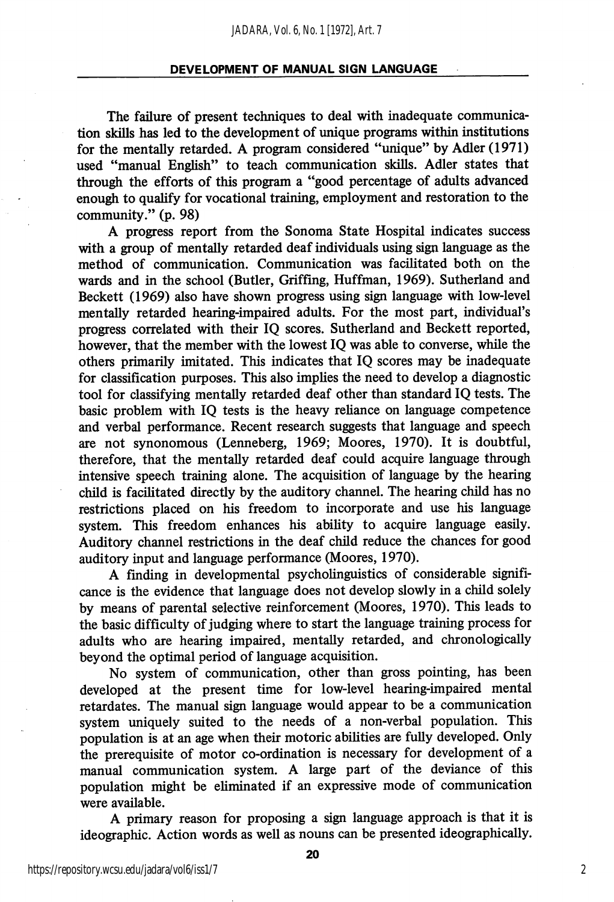The failure of present techniques to deal with inadequate communication skills has led to the development of unique programs within institutions for the mentally retarded. A program considered "unique" by Adler (1971) used "manual English" to teach communication skills. Adler states that through the efforts of this program a "good percentage of adults advanced enough to qualify for vocational training, employment and restoration to the community." (p. 98)

A progress report from the Sonoma State Hospital indicates success with a group of mentally retarded deaf individuals using sign language as the method of communication. Communication was facilitated both on the wards and in the school (Butler, Griffing, Huffman, 1969). Sutherland and Beckett (1969) also have shown progress using sign language with low-level mentally retarded hearing-impaired adults. For the most part, individual's progress correlated with their IQ scores. Sutherland and Beckett reported, however, that the member with the lowest IQ was able to converse, while the others primarily imitated. This indicates that IQ scores may be inadequate for classification purposes. This also implies the need to develop a diagnostic tool for classifying mentally retarded deaf other than standard IQ tests. The basic problem with IQ tests is the heavy reliance on language competence and verbal performance. Recent research suggests that language and speech are not synonomous (Lenneberg, 1969; Moores, 1970). It is doubtful, therefore, that the mentally retarded deaf could acquire language through intensive speech training alone. The acquisition of language by the hearing child is facilitated directly by the auditory channel. The hearing child has no restrictions placed on his freedom to incorporate and use his language system. This freedom enhances his ability to acquire language easily. Auditory channel restrictions in the deaf child reduce the chances for good auditory input and language performance (Moores, 1970).

A finding in developmental psycholinguistics of considerable significance is the evidence that language does not develop slowly in a child solely by means of parental selective reinforcement (Moores, 1970). This leads to the basic difficulty of judging where to start the language training process for adults who are hearing impaired, mentally retarded, and chronologically beyond the optimal period of language acquisition.

No system of communication, other than gross pointing, has been developed at the present time for low-level hearing-impaired mental retardates. The manual sign language would appear to be a communication system uniquely suited to the needs of a non-verbal population. This population is at an age when their motoric abilities are fully developed. Only the prerequisite of motor co-ordination is necessary for development of a manual communication system. A large part of the deviance of this population might be eliminated if an expressive mode of communication were available.

A primary reason for proposing a sign language approach is that it is ideographic. Action words as well as nouns can be presented ideographically.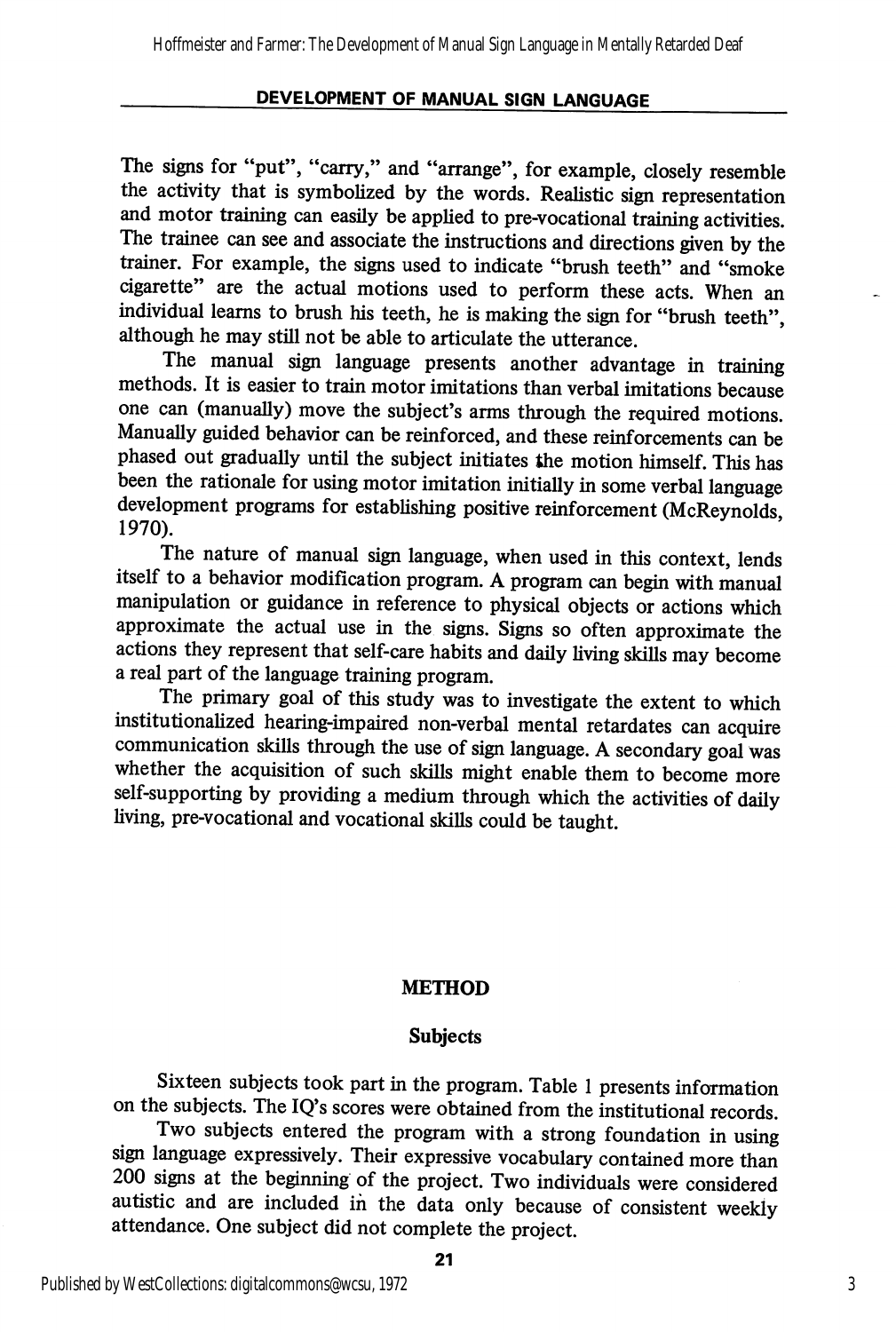The signs for "put", "carry," and "arrange", for example, closely resemble the activity that is symbolized by the words. Realistic sign representation and motor training can easily be applied to pre-vocational training activities. The trainee can see and associate the instructions and directions given by the trainer. For example, the signs used to indicate "brush teeth" and "smoke cigarette" are the actual motions used to perform these acts. When an individual learns to brush his teeth, he is making the sign for "brush teeth", although he may still not be able to articulate the utterance.

The manual sign language presents another advantage in training methods. It is easier to train motor imitations than verbal imitations because one can (manually) move the subject's arms through the required motions. Manually guided behavior can be reinforced, and these reinforcements can be phased out gradually until the subject initiates the motion himself. This has been the rationale for using motor imitation initially in some verbal language development programs for establishing positive reinforcement (McReynolds, 1970).

The nature of manual sign language, when used in this context, lends itself to a behavior modification program. A program can begin with manual manipulation or guidance in reference to physical objects or actions which approximate the actual use in the signs. Signs so often approximate the actions they represent that self-care habits and daily living skills may become a real part of the language training program.

The primary goal of this study was to investigate the extent to which institutionalized hearing-impaired non-verbal mental retardates can acquire communication skills through the use of sign language. A secondary goal was whether the acquisition of such skills might enable them to become more self-supporting by providing a medium through which the activities of daily living, pre-vocational and vocational skills could be taught.

## METHOD

### Subjects

Sixteen subjects took part in the program. Table 1 presents information on the subjects. The IQ's scores were obtained from the institutional records.

Two subjects entered the program with a strong foundation in using sign language expressively. Their expressive vocabulary contained more than 200 signs at the beginning of the project. Two individuals were considered autistic and are included in the data only because of consistent weekly attendance. One subject did not complete the project.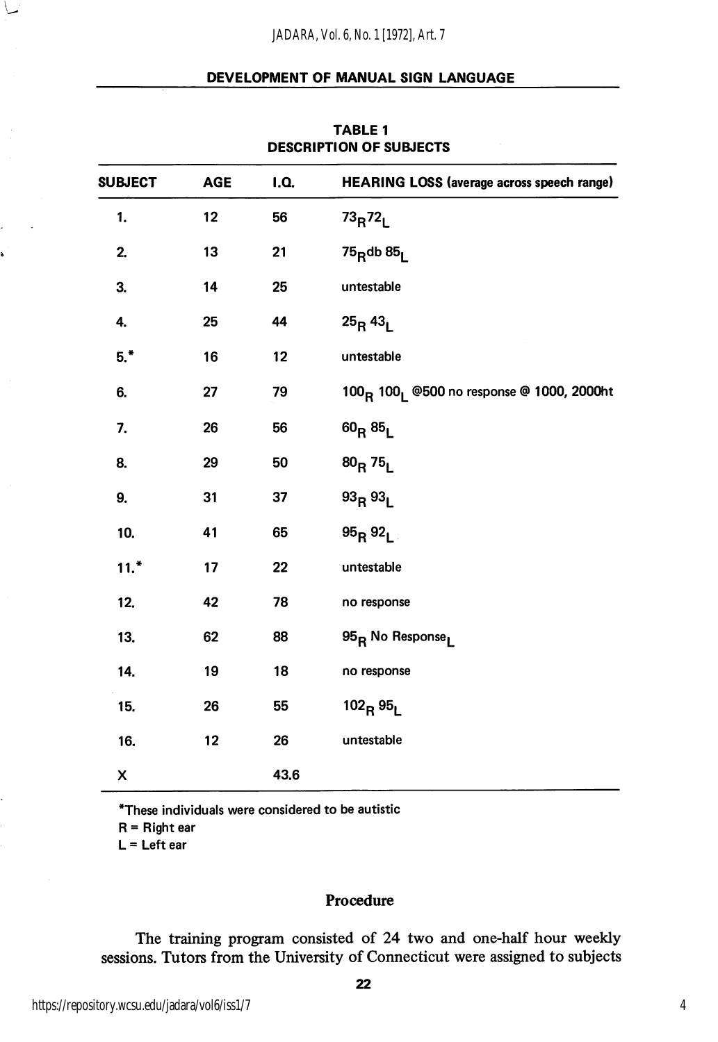## TABLE 1
## DESCRIPTION OF SUBJECTS

| SUBJECT | AGE | I.Q. | HEARING LOSS (average across speech range) |
|---|---|---|---|
| 1. | 12 | 56 | $73_R 72_L$ |
| 2. | 13 | 21 | $75_R$db $85_L$ |
| 3. | 14 | 25 | untestable |
| 4. | 25 | 44 | $25_R$ $43_L$ |
| 5.* | 16 | 12 | untestable |
| 6. | 27 | 79 | $100_R$ $100_L$ @500 no response @ 1000, 2000ht |
| 7. | 26 | 56 | $60_R$ $85_L$ |
| 8. | 29 | 50 | $80_R$ $75_L$ |
| 9. | 31 | 37 | $93_R$ $93_L$ |
| 10. | 41 | 65 | $95_R$ $92_L$ |
| 11.* | 17 | 22 | untestable |
| 12. | 42 | 78 | no response |
| 13. | 62 | 88 | $95_R$ No $\text{Response}_L$ |
| 14. | 19 | 18 | no response |
| 15. | 26 | 55 | $102_R$ $95_L$ |
| 16. | 12 | 26 | untestable |
| X | | 43.6 | |

*These individuals were considered to be autistic
R = Right ear
L = Left ear

### Procedure

The training program consisted of 24 two and one-half hour weekly sessions. Tutors from the University of Connecticut were assigned to subjects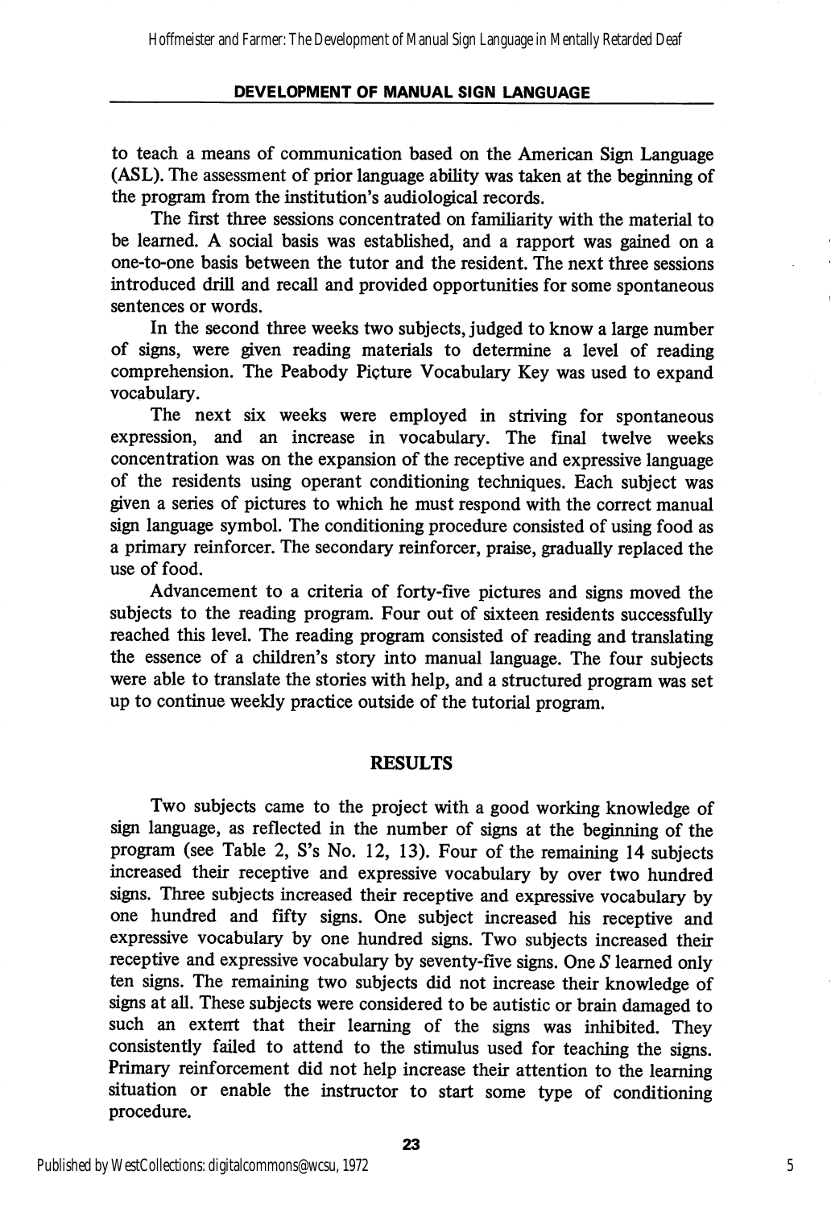to teach a means of communication based on the American Sign Language (ASL). The assessment of prior language ability was taken at the beginning of the program from the institution's audiological records.

The first three sessions concentrated on familiarity with the material to be learned. A social basis was established, and a rapport was gained on a one-to-one basis between the tutor and the resident. The next three sessions introduced drill and recall and provided opportunities for some spontaneous sentences or words.

In the second three weeks two subjects, judged to know a large number of signs, were given reading materials to determine a level of reading comprehension. The Peabody Piçture Vocabulary Key was used to expand vocabulary.

The next six weeks were employed in striving for spontaneous expression, and an increase in vocabulary. The final twelve weeks concentration was on the expansion of the receptive and expressive language of the residents using operant conditioning techniques. Each subject was given a series of pictures to which he must respond with the correct manual sign language symbol. The conditioning procedure consisted of using food as a primary reinforcer. The secondary reinforcer, praise, gradually replaced the use of food.

Advancement to a criteria of forty-five pictures and signs moved the subjects to the reading program. Four out of sixteen residents successfully reached this level. The reading program consisted of reading and translating the essence of a children's story into manual language. The four subjects were able to translate the stories with help, and a structured program was set up to continue weekly practice outside of the tutorial program.

## RESULTS

Two subjects came to the project with a good working knowledge of sign language, as reflected in the number of signs at the beginning of the program (see Table 2, S's No. 12, 13). Four of the remaining 14 subjects increased their receptive and expressive vocabulary by over two hundred signs. Three subjects increased their receptive and expressive vocabulary by one hundred and fifty signs. One subject increased his receptive and expressive vocabulary by one hundred signs. Two subjects increased their receptive and expressive vocabulary by seventy-five signs. One *S* learned only ten signs. The remaining two subjects did not increase their knowledge of signs at all. These subjects were considered to be autistic or brain damaged to such an extent that their learning of the signs was inhibited. They consistently failed to attend to the stimulus used for teaching the signs. Primary reinforcement did not help increase their attention to the learning situation or enable the instructor to start some type of conditioning procedure.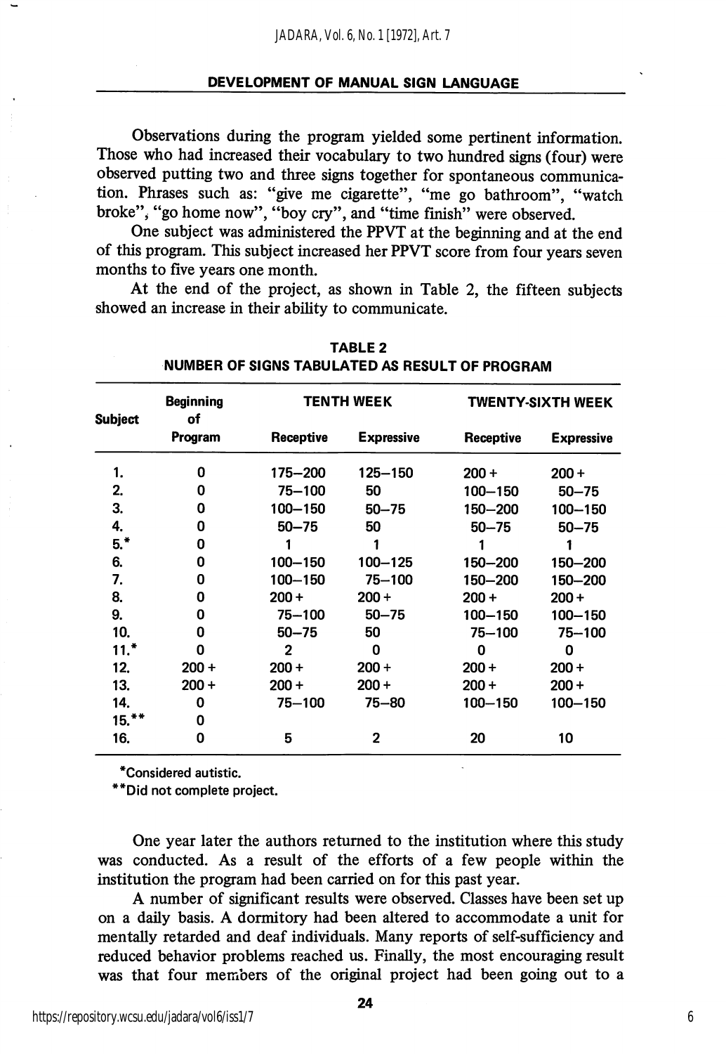Observations during the program yielded some pertinent information. Those who had increased their vocabulary to two hundred signs (four) were observed putting two and three signs together for spontaneous communication. Phrases such as: "give me cigarette", "me go bathroom", "watch broke", "go home now", "boy cry", and "time finish" were observed.

One subject was administered the PPVT at the beginning and at the end of this program. This subject increased her PPVT score from four years seven months to five years one month.

At the end of the project, as shown in Table 2, the fifteen subjects showed an increase in their ability to communicate.

**TABLE 2**
**NUMBER OF SIGNS TABULATED AS RESULT OF PROGRAM**

| Subject | Beginning of Program | TENTH WEEK | | TWENTY-SIXTH WEEK | |
|---|---|---|---|---|---|
| | | Receptive | Expressive | Receptive | Expressive |
| 1. | 0 | 175–200 | 125–150 | 200 + | 200 + |
| 2. | 0 | 75–100 | 50 | 100–150 | 50–75 |
| 3. | 0 | 100–150 | 50–75 | 150–200 | 100–150 |
| 4. | 0 | 50–75 | 50 | 50–75 | 50–75 |
| 5.* | 0 | 1 | 1 | 1 | 1 |
| 6. | 0 | 100–150 | 100–125 | 150–200 | 150–200 |
| 7. | 0 | 100–150 | 75–100 | 150–200 | 150–200 |
| 8. | 0 | 200 + | 200 + | 200 + | 200 + |
| 9. | 0 | 75–100 | 50–75 | 100–150 | 100–150 |
| 10. | 0 | 50–75 | 50 | 75–100 | 75–100 |
| 11.* | 0 | 2 | 0 | 0 | 0 |
| 12. | 200 + | 200 + | 200 + | 200 + | 200 + |
| 13. | 200 + | 200 + | 200 + | 200 + | 200 + |
| 14. | 0 | 75–100 | 75–80 | 100–150 | 100–150 |
| 15.** | 0 | | | | |
| 16. | 0 | 5 | 2 | 20 | 10 |

*Considered autistic.

**Did not complete project.

One year later the authors returned to the institution where this study was conducted. As a result of the efforts of a few people within the institution the program had been carried on for this past year.

A number of significant results were observed. Classes have been set up on a daily basis. A dormitory had been altered to accommodate a unit for mentally retarded and deaf individuals. Many reports of self-sufficiency and reduced behavior problems reached us. Finally, the most encouraging result was that four members of the original project had been going out to a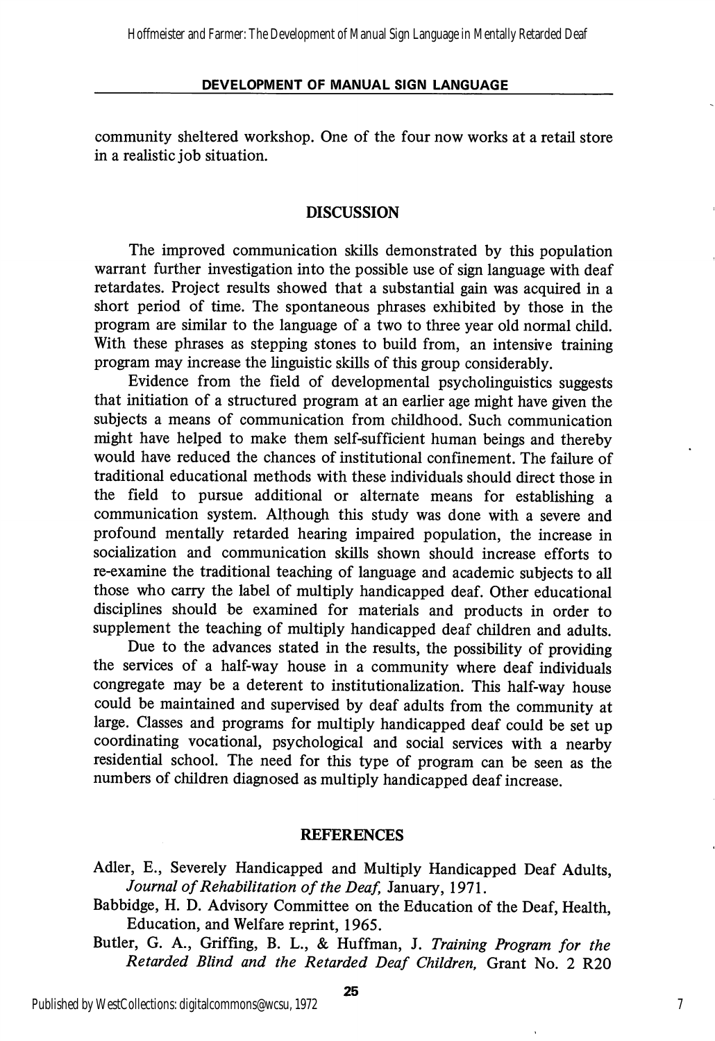community sheltered workshop. One of the four now works at a retail store in a realistic job situation.

## DISCUSSION

The improved communication skills demonstrated by this population warrant further investigation into the possible use of sign language with deaf retardates. Project results showed that a substantial gain was acquired in a short period of time. The spontaneous phrases exhibited by those in the program are similar to the language of a two to three year old normal child. With these phrases as stepping stones to build from, an intensive training program may increase the linguistic skills of this group considerably.

Evidence from the field of developmental psycholinguistics suggests that initiation of a structured program at an earlier age might have given the subjects a means of communication from childhood. Such communication might have helped to make them self-sufficient human beings and thereby would have reduced the chances of institutional confinement. The failure of traditional educational methods with these individuals should direct those in the field to pursue additional or alternate means for establishing a communication system. Although this study was done with a severe and profound mentally retarded hearing impaired population, the increase in socialization and communication skills shown should increase efforts to re-examine the traditional teaching of language and academic subjects to all those who carry the label of multiply handicapped deaf. Other educational disciplines should be examined for materials and products in order to supplement the teaching of multiply handicapped deaf children and adults.

Due to the advances stated in the results, the possibility of providing the services of a half-way house in a community where deaf individuals congregate may be a deterent to institutionalization. This half-way house could be maintained and supervised by deaf adults from the community at large. Classes and programs for multiply handicapped deaf could be set up coordinating vocational, psychological and social services with a nearby residential school. The need for this type of program can be seen as the numbers of children diagnosed as multiply handicapped deaf increase.

## REFERENCES

Adler, E., Severely Handicapped and Multiply Handicapped Deaf Adults, *Journal of Rehabilitation of the Deaf,* January, 1971.

Babbidge, H. D. Advisory Committee on the Education of the Deaf, Health, Education, and Welfare reprint, 1965.

Butler, G. A., Griffing, B. L., & Huffman, J. *Training Program for the Retarded Blind and the Retarded Deaf Children,* Grant No. 2 R20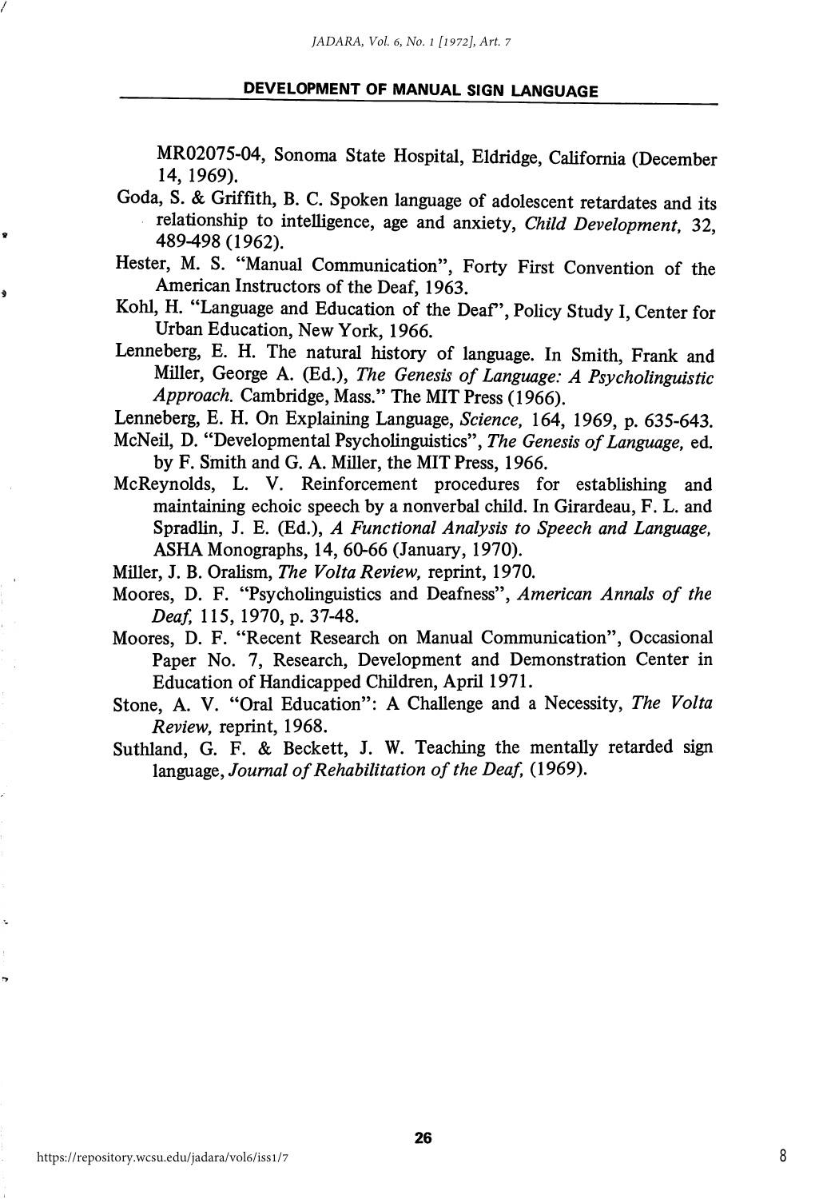MR02075-04, Sonoma State Hospital, Eldridge, California (December 14, 1969).

Goda, S. & Griffith, B. C. Spoken language of adolescent retardates and its relationship to intelligence, age and anxiety, *Child Development*, 32, 489-498 (1962).

Hester, M. S. "Manual Communication", Forty First Convention of the American Instructors of the Deaf, 1963.

Kohl, H. "Language and Education of the Deaf", Policy Study I, Center for Urban Education, New York, 1966.

Lenneberg, E. H. The natural history of language. In Smith, Frank and Miller, George A. (Ed.), *The Genesis of Language: A Psycholinguistic Approach.* Cambridge, Mass." The MIT Press (1966).

Lenneberg, E. H. On Explaining Language, *Science*, 164, 1969, p. 635-643.

McNeil, D. "Developmental Psycholinguistics", *The Genesis of Language*, ed. by F. Smith and G. A. Miller, the MIT Press, 1966.

McReynolds, L. V. Reinforcement procedures for establishing and maintaining echoic speech by a nonverbal child. In Girardeau, F. L. and Spradlin, J. E. (Ed.), *A Functional Analysis to Speech and Language*, ASHA Monographs, 14, 60-66 (January, 1970).

Miller, J. B. Oralism, *The Volta Review*, reprint, 1970.

Moores, D. F. "Psycholinguistics and Deafness", *American Annals of the Deaf*, 115, 1970, p. 37-48.

Moores, D. F. "Recent Research on Manual Communication", Occasional Paper No. 7, Research, Development and Demonstration Center in Education of Handicapped Children, April 1971.

Stone, A. V. "Oral Education": A Challenge and a Necessity, *The Volta Review*, reprint, 1968.

Suthland, G. F. & Beckett, J. W. Teaching the mentally retarded sign language, *Journal of Rehabilitation of the Deaf*, (1969).